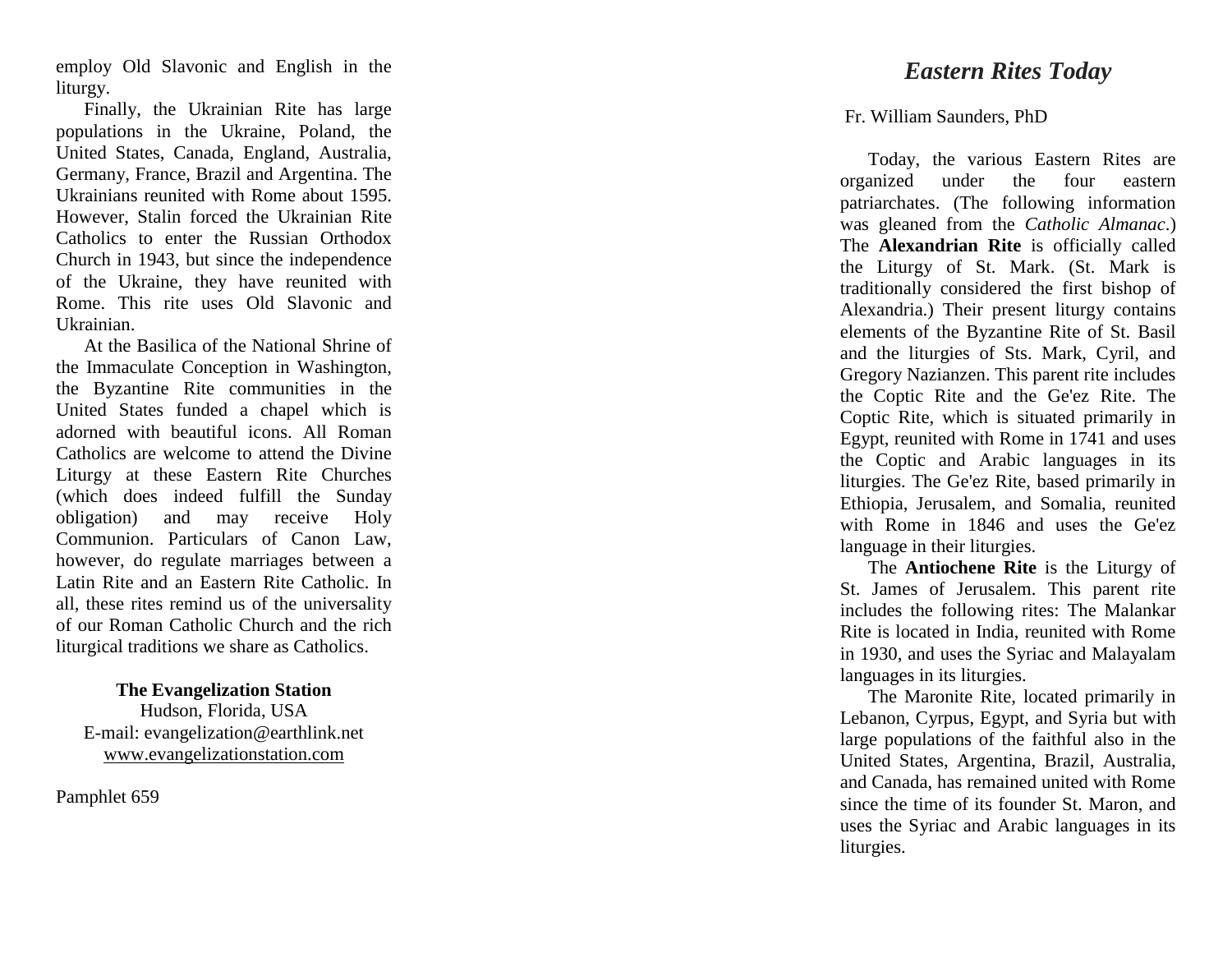employ Old Slavonic and English in the liturgy.

Finally, the Ukrainian Rite has large populations in the Ukraine, Poland, the United States, Canada, England, Australia, Germany, France, Brazil and Argentina. The Ukrainians reunited with Rome about 1595. However, Stalin forced the Ukrainian Rite Catholics to enter the Russian Orthodox Church in 1943, but since the independence of the Ukraine, they have reunited with Rome. This rite uses Old Slavonic and Ukrainian.

At the Basilica of the National Shrine of the Immaculate Conception in Washington, the Byzantine Rite communities in the United States funded a chapel which is adorned with beautiful icons. All Roman Catholics are welcome to attend the Divine Liturgy at these Eastern Rite Churches (which does indeed fulfill the Sunday obligation) and may receive Holy Communion. Particulars of Canon Law, however, do regulate marriages between a Latin Rite and an Eastern Rite Catholic. In all, these rites remind us of the universality of our Roman Catholic Church and the rich liturgical traditions we share as Catholics.

**The Evangelization Station**
Hudson, Florida, USA
E-mail: evangelization@earthlink.net
www.evangelizationstation.com

Pamphlet 659

# *Eastern Rites Today*

Fr. William Saunders, PhD

Today, the various Eastern Rites are organized under the four eastern patriarchates. (The following information was gleaned from the *Catholic Almanac*.) The **Alexandrian Rite** is officially called the Liturgy of St. Mark. (St. Mark is traditionally considered the first bishop of Alexandria.) Their present liturgy contains elements of the Byzantine Rite of St. Basil and the liturgies of Sts. Mark, Cyril, and Gregory Nazianzen. This parent rite includes the Coptic Rite and the Ge'ez Rite. The Coptic Rite, which is situated primarily in Egypt, reunited with Rome in 1741 and uses the Coptic and Arabic languages in its liturgies. The Ge'ez Rite, based primarily in Ethiopia, Jerusalem, and Somalia, reunited with Rome in 1846 and uses the Ge'ez language in their liturgies.

The **Antiochene Rite** is the Liturgy of St. James of Jerusalem. This parent rite includes the following rites: The Malankar Rite is located in India, reunited with Rome in 1930, and uses the Syriac and Malayalam languages in its liturgies.

The Maronite Rite, located primarily in Lebanon, Cyrpus, Egypt, and Syria but with large populations of the faithful also in the United States, Argentina, Brazil, Australia, and Canada, has remained united with Rome since the time of its founder St. Maron, and uses the Syriac and Arabic languages in its liturgies.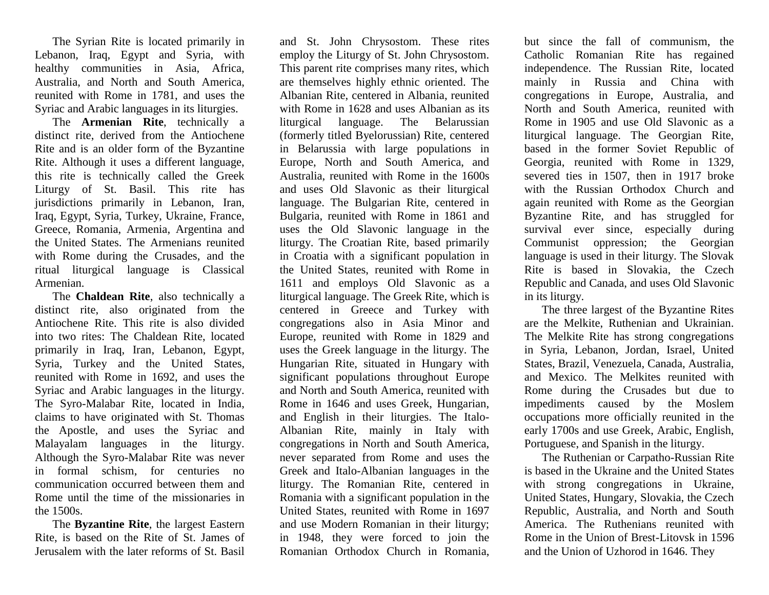The Syrian Rite is located primarily in Lebanon, Iraq, Egypt and Syria, with healthy communities in Asia, Africa, Australia, and North and South America, reunited with Rome in 1781, and uses the Syriac and Arabic languages in its liturgies.

The **Armenian Rite**, technically a distinct rite, derived from the Antiochene Rite and is an older form of the Byzantine Rite. Although it uses a different language, this rite is technically called the Greek Liturgy of St. Basil. This rite has jurisdictions primarily in Lebanon, Iran, Iraq, Egypt, Syria, Turkey, Ukraine, France, Greece, Romania, Armenia, Argentina and the United States. The Armenians reunited with Rome during the Crusades, and the ritual liturgical language is Classical Armenian.

The **Chaldean Rite**, also technically a distinct rite, also originated from the Antiochene Rite. This rite is also divided into two rites: The Chaldean Rite, located primarily in Iraq, Iran, Lebanon, Egypt, Syria, Turkey and the United States, reunited with Rome in 1692, and uses the Syriac and Arabic languages in the liturgy. The Syro-Malabar Rite, located in India, claims to have originated with St. Thomas the Apostle, and uses the Syriac and Malayalam languages in the liturgy. Although the Syro-Malabar Rite was never in formal schism, for centuries no communication occurred between them and Rome until the time of the missionaries in the 1500s.

The **Byzantine Rite**, the largest Eastern Rite, is based on the Rite of St. James of Jerusalem with the later reforms of St. Basil and St. John Chrysostom. These rites employ the Liturgy of St. John Chrysostom. This parent rite comprises many rites, which are themselves highly ethnic oriented. The Albanian Rite, centered in Albania, reunited with Rome in 1628 and uses Albanian as its liturgical language. The Belarussian (formerly titled Byelorussian) Rite, centered in Belarussia with large populations in Europe, North and South America, and Australia, reunited with Rome in the 1600s and uses Old Slavonic as their liturgical language. The Bulgarian Rite, centered in Bulgaria, reunited with Rome in 1861 and uses the Old Slavonic language in the liturgy. The Croatian Rite, based primarily in Croatia with a significant population in the United States, reunited with Rome in 1611 and employs Old Slavonic as a liturgical language. The Greek Rite, which is centered in Greece and Turkey with congregations also in Asia Minor and Europe, reunited with Rome in 1829 and uses the Greek language in the liturgy. The Hungarian Rite, situated in Hungary with significant populations throughout Europe and North and South America, reunited with Rome in 1646 and uses Greek, Hungarian, and English in their liturgies. The Italo-Albanian Rite, mainly in Italy with congregations in North and South America, never separated from Rome and uses the Greek and Italo-Albanian languages in the liturgy. The Romanian Rite, centered in Romania with a significant population in the United States, reunited with Rome in 1697 and use Modern Romanian in their liturgy; in 1948, they were forced to join the Romanian Orthodox Church in Romania, but since the fall of communism, the Catholic Romanian Rite has regained independence. The Russian Rite, located mainly in Russia and China with congregations in Europe, Australia, and North and South America, reunited with Rome in 1905 and use Old Slavonic as a liturgical language. The Georgian Rite, based in the former Soviet Republic of Georgia, reunited with Rome in 1329, severed ties in 1507, then in 1917 broke with the Russian Orthodox Church and again reunited with Rome as the Georgian Byzantine Rite, and has struggled for survival ever since, especially during Communist oppression; the Georgian language is used in their liturgy. The Slovak Rite is based in Slovakia, the Czech Republic and Canada, and uses Old Slavonic in its liturgy.

The three largest of the Byzantine Rites are the Melkite, Ruthenian and Ukrainian. The Melkite Rite has strong congregations in Syria, Lebanon, Jordan, Israel, United States, Brazil, Venezuela, Canada, Australia, and Mexico. The Melkites reunited with Rome during the Crusades but due to impediments caused by the Moslem occupations more officially reunited in the early 1700s and use Greek, Arabic, English, Portuguese, and Spanish in the liturgy.

The Ruthenian or Carpatho-Russian Rite is based in the Ukraine and the United States with strong congregations in Ukraine, United States, Hungary, Slovakia, the Czech Republic, Australia, and North and South America. The Ruthenians reunited with Rome in the Union of Brest-Litovsk in 1596 and the Union of Uzhorod in 1646. They